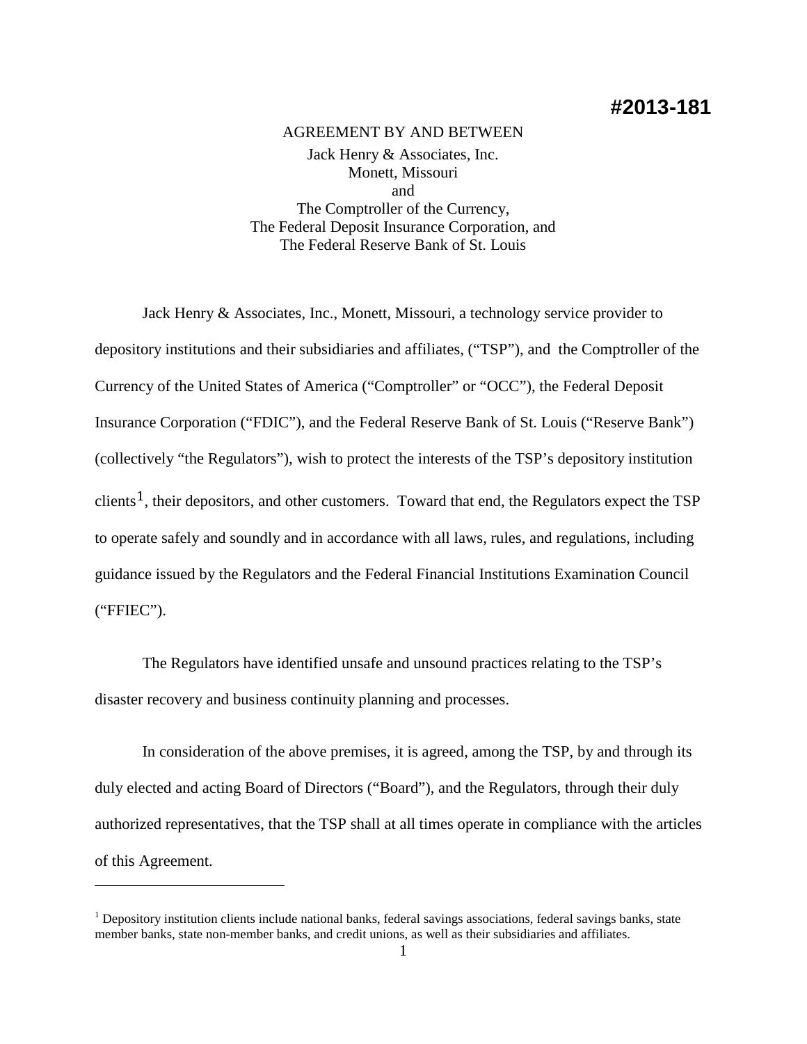**#2013-181**

AGREEMENT BY AND BETWEEN
Jack Henry & Associates, Inc.
Monett, Missouri
and
The Comptroller of the Currency,
The Federal Deposit Insurance Corporation, and
The Federal Reserve Bank of St. Louis

Jack Henry & Associates, Inc., Monett, Missouri, a technology service provider to depository institutions and their subsidiaries and affiliates, ("TSP"), and the Comptroller of the Currency of the United States of America ("Comptroller" or "OCC"), the Federal Deposit Insurance Corporation ("FDIC"), and the Federal Reserve Bank of St. Louis ("Reserve Bank") (collectively "the Regulators"), wish to protect the interests of the TSP's depository institution clients[1], their depositors, and other customers. Toward that end, the Regulators expect the TSP to operate safely and soundly and in accordance with all laws, rules, and regulations, including guidance issued by the Regulators and the Federal Financial Institutions Examination Council ("FFIEC").

The Regulators have identified unsafe and unsound practices relating to the TSP's disaster recovery and business continuity planning and processes.

In consideration of the above premises, it is agreed, among the TSP, by and through its duly elected and acting Board of Directors ("Board"), and the Regulators, through their duly authorized representatives, that the TSP shall at all times operate in compliance with the articles of this Agreement.

---

[1] Depository institution clients include national banks, federal savings associations, federal savings banks, state member banks, state non-member banks, and credit unions, as well as their subsidiaries and affiliates.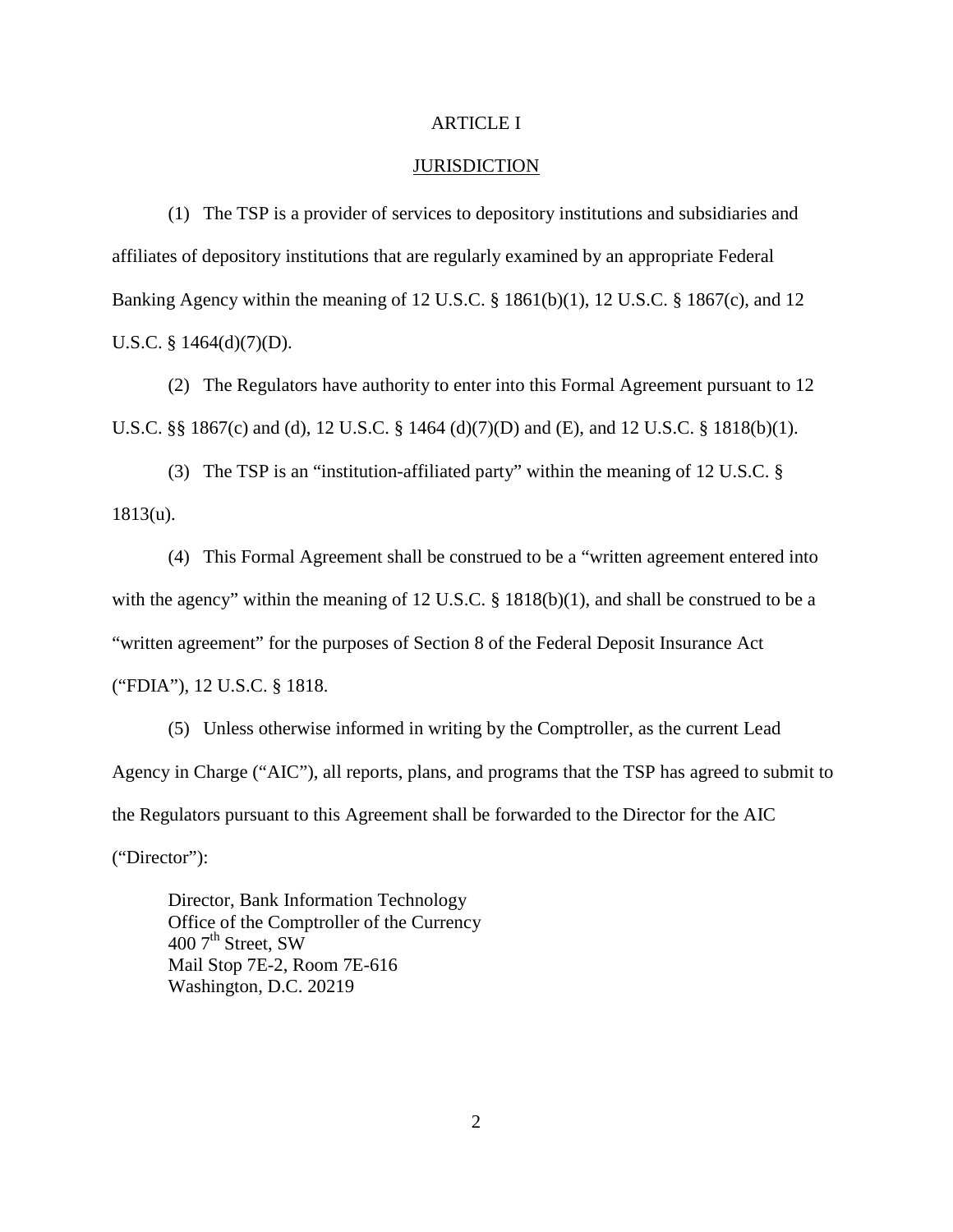# ARTICLE I

## JURISDICTION

(1) The TSP is a provider of services to depository institutions and subsidiaries and affiliates of depository institutions that are regularly examined by an appropriate Federal Banking Agency within the meaning of 12 U.S.C. § 1861(b)(1), 12 U.S.C. § 1867(c), and 12 U.S.C. § 1464(d)(7)(D).

(2) The Regulators have authority to enter into this Formal Agreement pursuant to 12 U.S.C. §§ 1867(c) and (d), 12 U.S.C. § 1464 (d)(7)(D) and (E), and 12 U.S.C. § 1818(b)(1).

(3) The TSP is an "institution-affiliated party" within the meaning of 12 U.S.C. § 1813(u).

(4) This Formal Agreement shall be construed to be a "written agreement entered into with the agency" within the meaning of 12 U.S.C. § 1818(b)(1), and shall be construed to be a "written agreement" for the purposes of Section 8 of the Federal Deposit Insurance Act ("FDIA"), 12 U.S.C. § 1818.

(5) Unless otherwise informed in writing by the Comptroller, as the current Lead Agency in Charge ("AIC"), all reports, plans, and programs that the TSP has agreed to submit to the Regulators pursuant to this Agreement shall be forwarded to the Director for the AIC ("Director"):

> Director, Bank Information Technology
> Office of the Comptroller of the Currency
> 400 7th Street, SW
> Mail Stop 7E-2, Room 7E-616
> Washington, D.C. 20219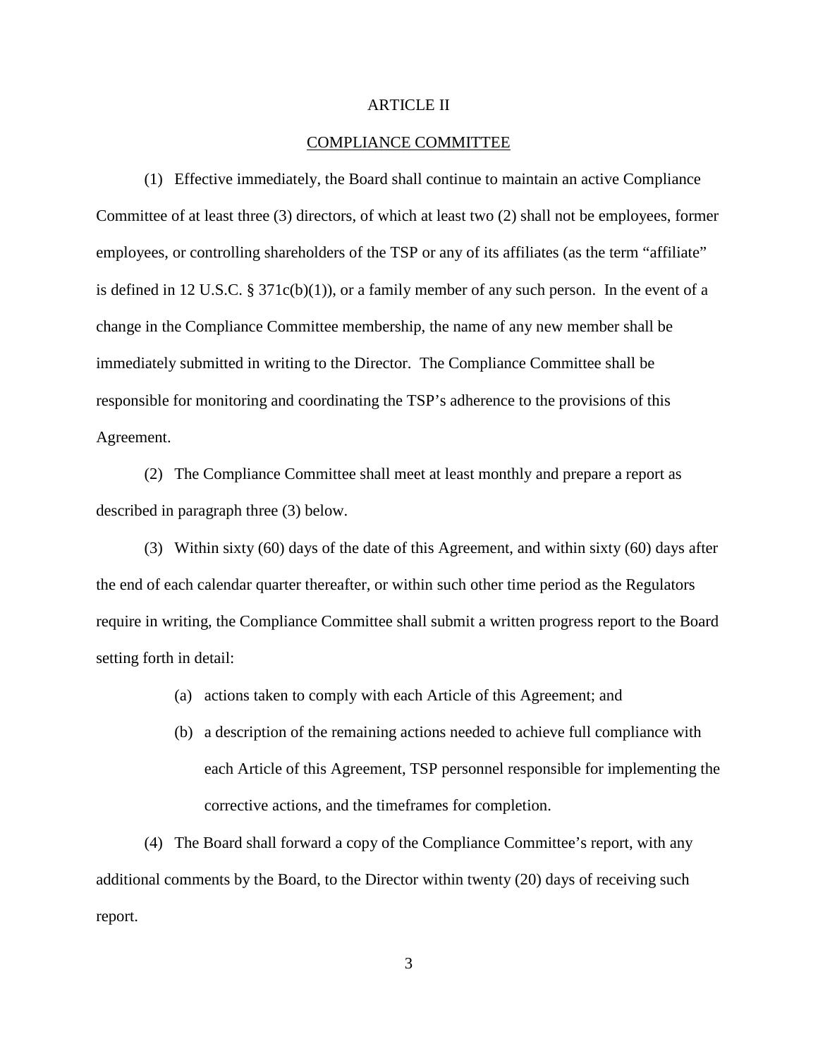## ARTICLE II

## COMPLIANCE COMMITTEE

(1) Effective immediately, the Board shall continue to maintain an active Compliance Committee of at least three (3) directors, of which at least two (2) shall not be employees, former employees, or controlling shareholders of the TSP or any of its affiliates (as the term "affiliate" is defined in 12 U.S.C. § 371c(b)(1)), or a family member of any such person. In the event of a change in the Compliance Committee membership, the name of any new member shall be immediately submitted in writing to the Director. The Compliance Committee shall be responsible for monitoring and coordinating the TSP's adherence to the provisions of this Agreement.

(2) The Compliance Committee shall meet at least monthly and prepare a report as described in paragraph three (3) below.

(3) Within sixty (60) days of the date of this Agreement, and within sixty (60) days after the end of each calendar quarter thereafter, or within such other time period as the Regulators require in writing, the Compliance Committee shall submit a written progress report to the Board setting forth in detail:

- (a) actions taken to comply with each Article of this Agreement; and
- (b) a description of the remaining actions needed to achieve full compliance with each Article of this Agreement, TSP personnel responsible for implementing the corrective actions, and the timeframes for completion.

(4) The Board shall forward a copy of the Compliance Committee's report, with any additional comments by the Board, to the Director within twenty (20) days of receiving such report.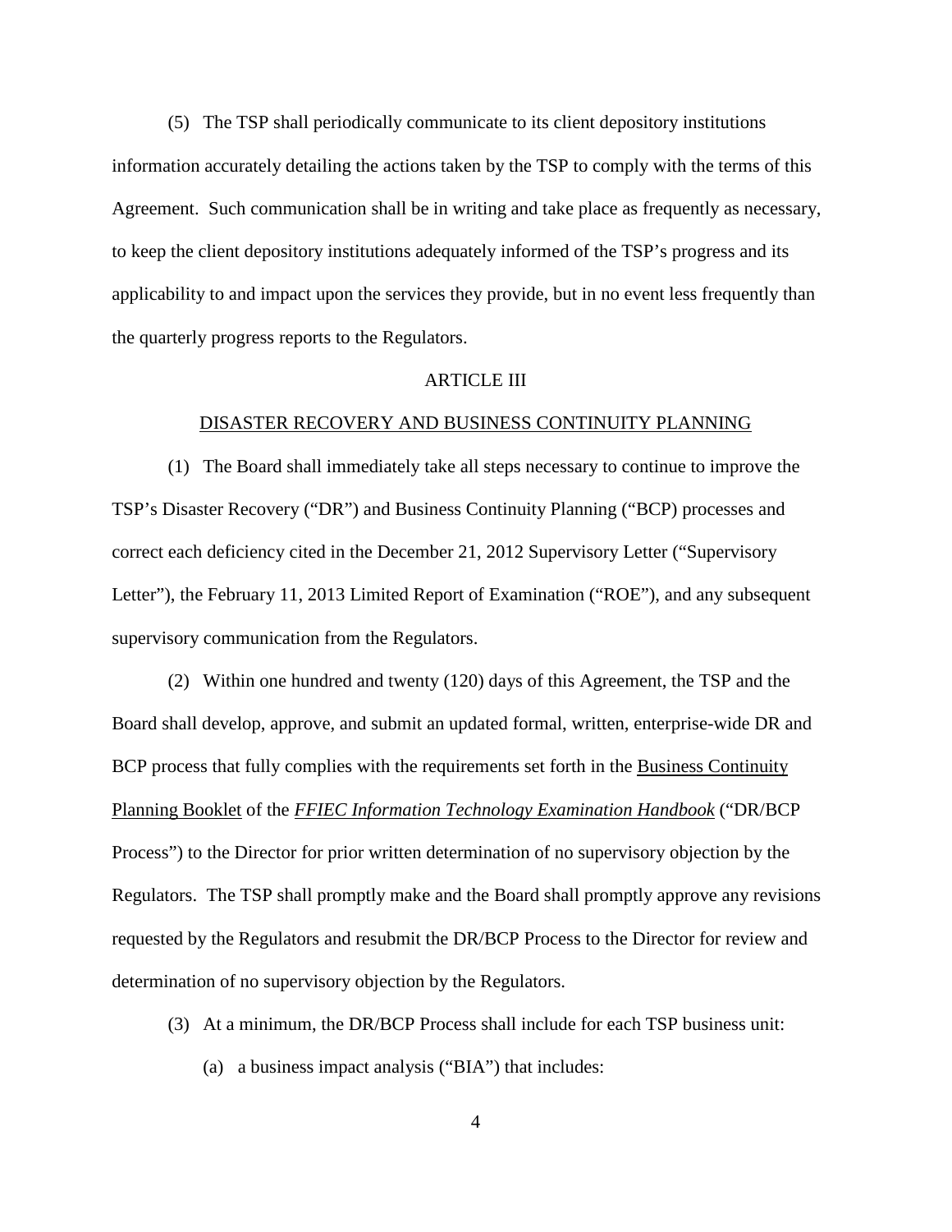(5) The TSP shall periodically communicate to its client depository institutions information accurately detailing the actions taken by the TSP to comply with the terms of this Agreement. Such communication shall be in writing and take place as frequently as necessary, to keep the client depository institutions adequately informed of the TSP's progress and its applicability to and impact upon the services they provide, but in no event less frequently than the quarterly progress reports to the Regulators.

## ARTICLE III

## DISASTER RECOVERY AND BUSINESS CONTINUITY PLANNING

(1) The Board shall immediately take all steps necessary to continue to improve the TSP's Disaster Recovery ("DR") and Business Continuity Planning ("BCP") processes and correct each deficiency cited in the December 21, 2012 Supervisory Letter ("Supervisory Letter"), the February 11, 2013 Limited Report of Examination ("ROE"), and any subsequent supervisory communication from the Regulators.

(2) Within one hundred and twenty (120) days of this Agreement, the TSP and the Board shall develop, approve, and submit an updated formal, written, enterprise-wide DR and BCP process that fully complies with the requirements set forth in the Business Continuity Planning Booklet of the *FFIEC Information Technology Examination Handbook* ("DR/BCP Process") to the Director for prior written determination of no supervisory objection by the Regulators. The TSP shall promptly make and the Board shall promptly approve any revisions requested by the Regulators and resubmit the DR/BCP Process to the Director for review and determination of no supervisory objection by the Regulators.

(3) At a minimum, the DR/BCP Process shall include for each TSP business unit:

(a) a business impact analysis ("BIA") that includes: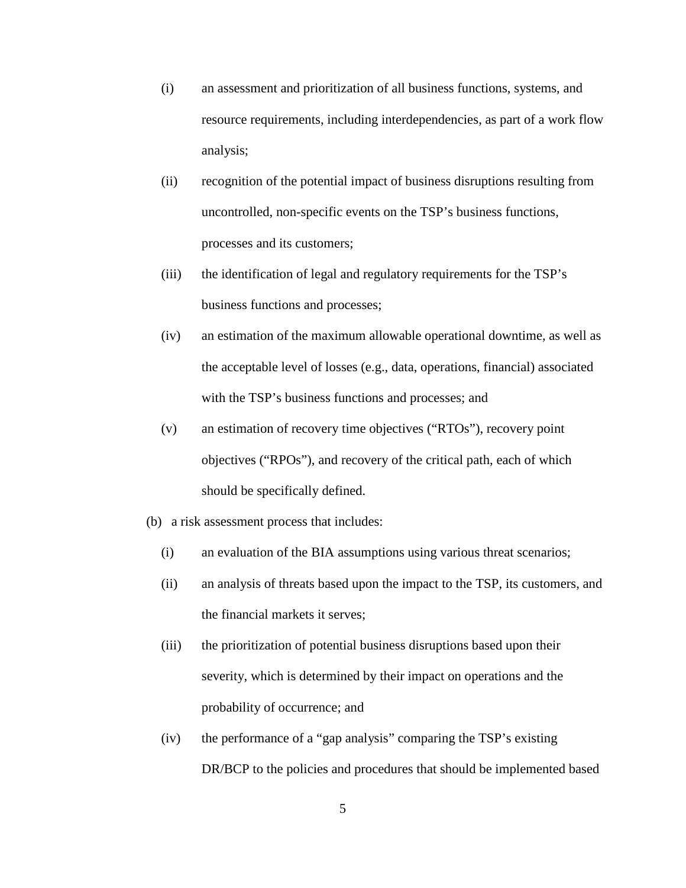(i) an assessment and prioritization of all business functions, systems, and resource requirements, including interdependencies, as part of a work flow analysis;

(ii) recognition of the potential impact of business disruptions resulting from uncontrolled, non-specific events on the TSP's business functions, processes and its customers;

(iii) the identification of legal and regulatory requirements for the TSP's business functions and processes;

(iv) an estimation of the maximum allowable operational downtime, as well as the acceptable level of losses (e.g., data, operations, financial) associated with the TSP's business functions and processes; and

(v) an estimation of recovery time objectives ("RTOs"), recovery point objectives ("RPOs"), and recovery of the critical path, each of which should be specifically defined.

(b) a risk assessment process that includes:

(i) an evaluation of the BIA assumptions using various threat scenarios;

(ii) an analysis of threats based upon the impact to the TSP, its customers, and the financial markets it serves;

(iii) the prioritization of potential business disruptions based upon their severity, which is determined by their impact on operations and the probability of occurrence; and

(iv) the performance of a "gap analysis" comparing the TSP's existing DR/BCP to the policies and procedures that should be implemented based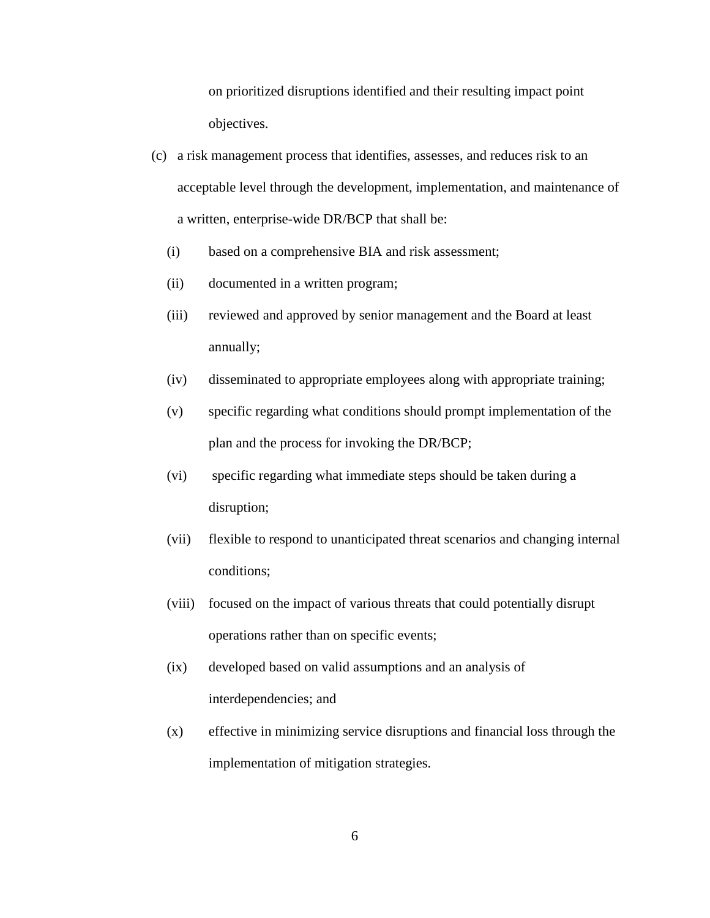on prioritized disruptions identified and their resulting impact point objectives.

(c) a risk management process that identifies, assesses, and reduces risk to an acceptable level through the development, implementation, and maintenance of a written, enterprise-wide DR/BCP that shall be:

- (i) based on a comprehensive BIA and risk assessment;
- (ii) documented in a written program;
- (iii) reviewed and approved by senior management and the Board at least annually;
- (iv) disseminated to appropriate employees along with appropriate training;
- (v) specific regarding what conditions should prompt implementation of the plan and the process for invoking the DR/BCP;
- (vi) specific regarding what immediate steps should be taken during a disruption;
- (vii) flexible to respond to unanticipated threat scenarios and changing internal conditions;
- (viii) focused on the impact of various threats that could potentially disrupt operations rather than on specific events;
- (ix) developed based on valid assumptions and an analysis of interdependencies; and
- (x) effective in minimizing service disruptions and financial loss through the implementation of mitigation strategies.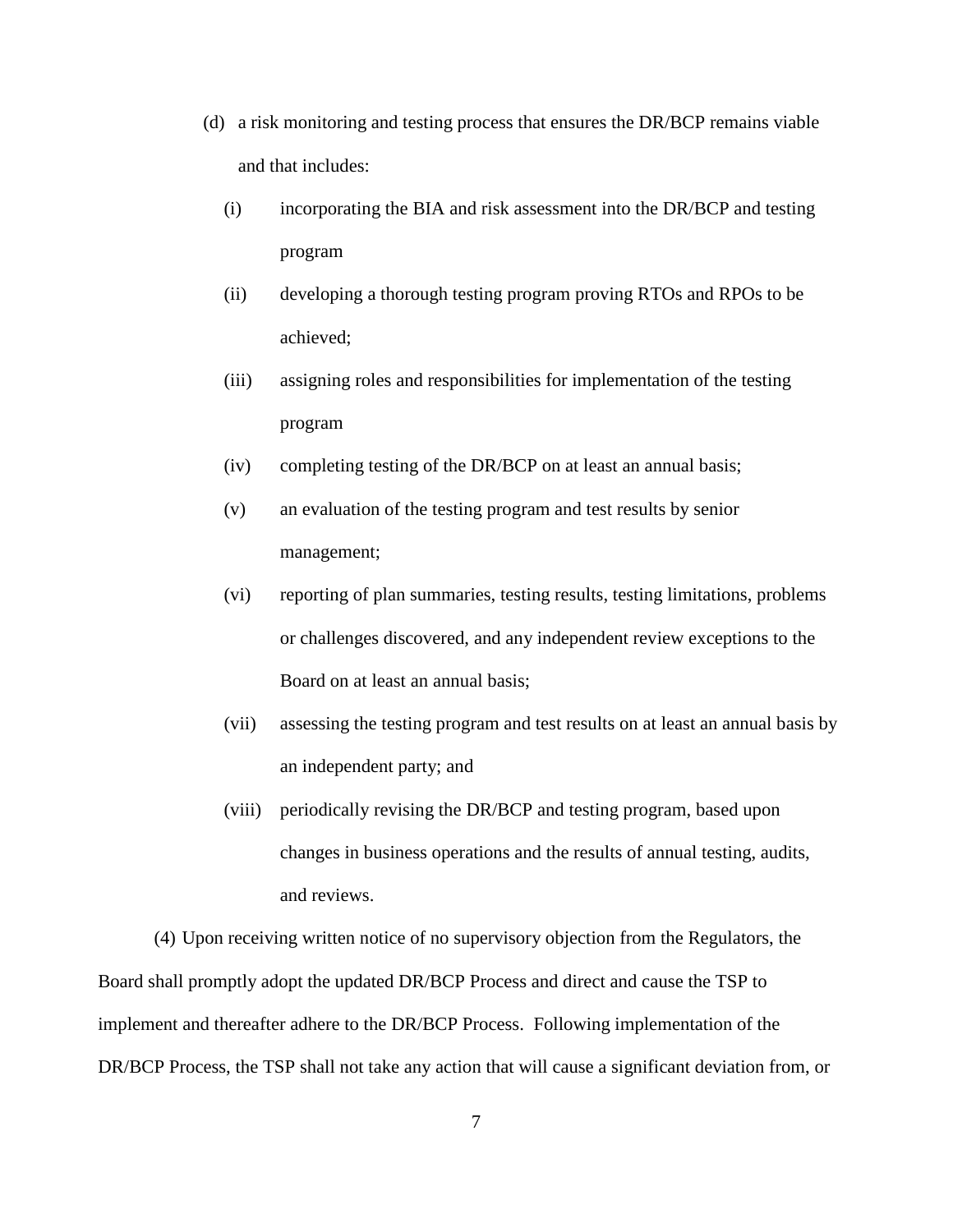(d) a risk monitoring and testing process that ensures the DR/BCP remains viable and that includes:

   (i) incorporating the BIA and risk assessment into the DR/BCP and testing program

   (ii) developing a thorough testing program proving RTOs and RPOs to be achieved;

   (iii) assigning roles and responsibilities for implementation of the testing program

   (iv) completing testing of the DR/BCP on at least an annual basis;

   (v) an evaluation of the testing program and test results by senior management;

   (vi) reporting of plan summaries, testing results, testing limitations, problems or challenges discovered, and any independent review exceptions to the Board on at least an annual basis;

   (vii) assessing the testing program and test results on at least an annual basis by an independent party; and

   (viii) periodically revising the DR/BCP and testing program, based upon changes in business operations and the results of annual testing, audits, and reviews.

(4) Upon receiving written notice of no supervisory objection from the Regulators, the Board shall promptly adopt the updated DR/BCP Process and direct and cause the TSP to implement and thereafter adhere to the DR/BCP Process. Following implementation of the DR/BCP Process, the TSP shall not take any action that will cause a significant deviation from, or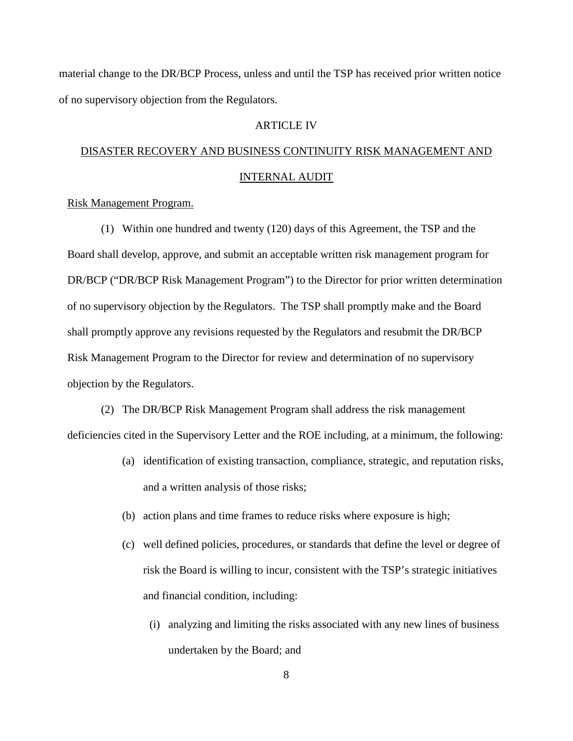material change to the DR/BCP Process, unless and until the TSP has received prior written notice of no supervisory objection from the Regulators.

## ARTICLE IV

## DISASTER RECOVERY AND BUSINESS CONTINUITY RISK MANAGEMENT AND INTERNAL AUDIT

Risk Management Program.

(1) Within one hundred and twenty (120) days of this Agreement, the TSP and the Board shall develop, approve, and submit an acceptable written risk management program for DR/BCP ("DR/BCP Risk Management Program") to the Director for prior written determination of no supervisory objection by the Regulators. The TSP shall promptly make and the Board shall promptly approve any revisions requested by the Regulators and resubmit the DR/BCP Risk Management Program to the Director for review and determination of no supervisory objection by the Regulators.

(2) The DR/BCP Risk Management Program shall address the risk management deficiencies cited in the Supervisory Letter and the ROE including, at a minimum, the following:

- (a) identification of existing transaction, compliance, strategic, and reputation risks, and a written analysis of those risks;
- (b) action plans and time frames to reduce risks where exposure is high;
- (c) well defined policies, procedures, or standards that define the level or degree of risk the Board is willing to incur, consistent with the TSP's strategic initiatives and financial condition, including:
  - (i) analyzing and limiting the risks associated with any new lines of business undertaken by the Board; and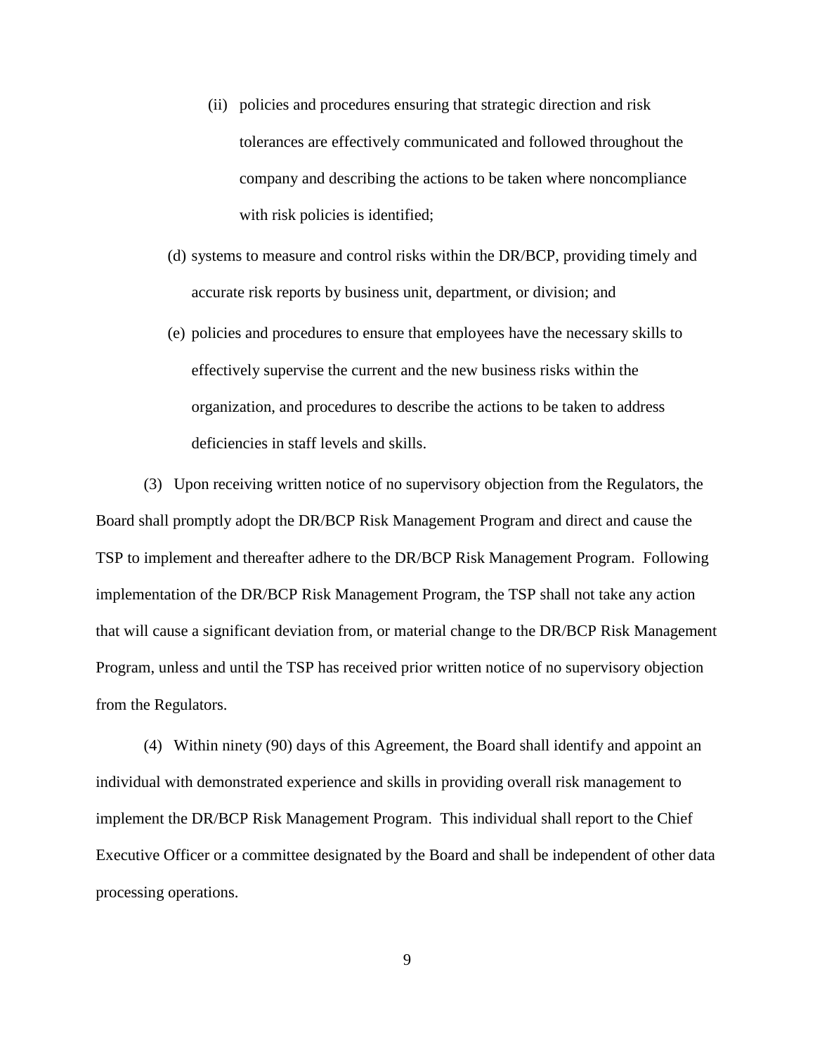(ii) policies and procedures ensuring that strategic direction and risk tolerances are effectively communicated and followed throughout the company and describing the actions to be taken where noncompliance with risk policies is identified;

(d) systems to measure and control risks within the DR/BCP, providing timely and accurate risk reports by business unit, department, or division; and

(e) policies and procedures to ensure that employees have the necessary skills to effectively supervise the current and the new business risks within the organization, and procedures to describe the actions to be taken to address deficiencies in staff levels and skills.

(3) Upon receiving written notice of no supervisory objection from the Regulators, the Board shall promptly adopt the DR/BCP Risk Management Program and direct and cause the TSP to implement and thereafter adhere to the DR/BCP Risk Management Program. Following implementation of the DR/BCP Risk Management Program, the TSP shall not take any action that will cause a significant deviation from, or material change to the DR/BCP Risk Management Program, unless and until the TSP has received prior written notice of no supervisory objection from the Regulators.

(4) Within ninety (90) days of this Agreement, the Board shall identify and appoint an individual with demonstrated experience and skills in providing overall risk management to implement the DR/BCP Risk Management Program. This individual shall report to the Chief Executive Officer or a committee designated by the Board and shall be independent of other data processing operations.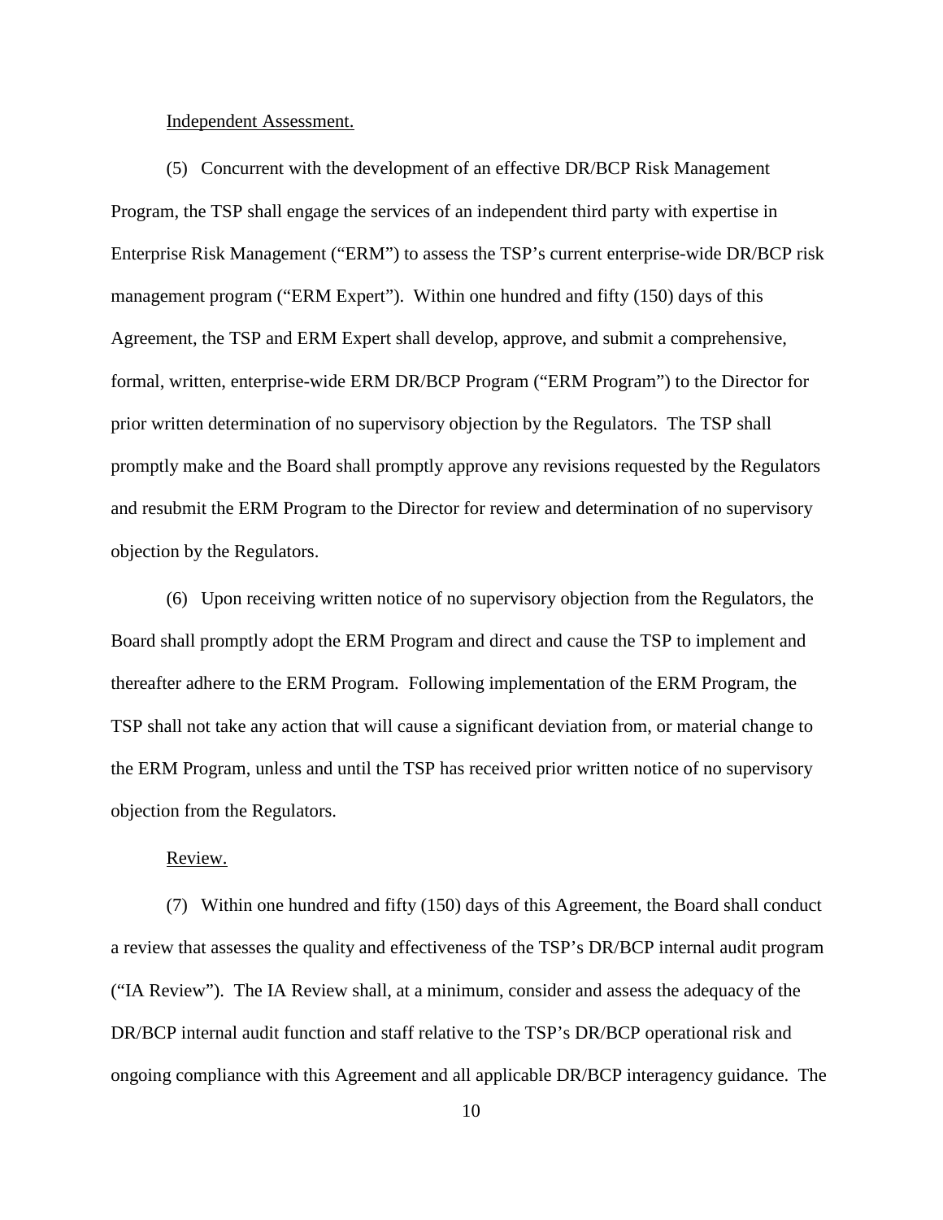Independent Assessment.

(5) Concurrent with the development of an effective DR/BCP Risk Management Program, the TSP shall engage the services of an independent third party with expertise in Enterprise Risk Management ("ERM") to assess the TSP's current enterprise-wide DR/BCP risk management program ("ERM Expert"). Within one hundred and fifty (150) days of this Agreement, the TSP and ERM Expert shall develop, approve, and submit a comprehensive, formal, written, enterprise-wide ERM DR/BCP Program ("ERM Program") to the Director for prior written determination of no supervisory objection by the Regulators. The TSP shall promptly make and the Board shall promptly approve any revisions requested by the Regulators and resubmit the ERM Program to the Director for review and determination of no supervisory objection by the Regulators.

(6) Upon receiving written notice of no supervisory objection from the Regulators, the Board shall promptly adopt the ERM Program and direct and cause the TSP to implement and thereafter adhere to the ERM Program. Following implementation of the ERM Program, the TSP shall not take any action that will cause a significant deviation from, or material change to the ERM Program, unless and until the TSP has received prior written notice of no supervisory objection from the Regulators.

Review.

(7) Within one hundred and fifty (150) days of this Agreement, the Board shall conduct a review that assesses the quality and effectiveness of the TSP's DR/BCP internal audit program ("IA Review"). The IA Review shall, at a minimum, consider and assess the adequacy of the DR/BCP internal audit function and staff relative to the TSP's DR/BCP operational risk and ongoing compliance with this Agreement and all applicable DR/BCP interagency guidance. The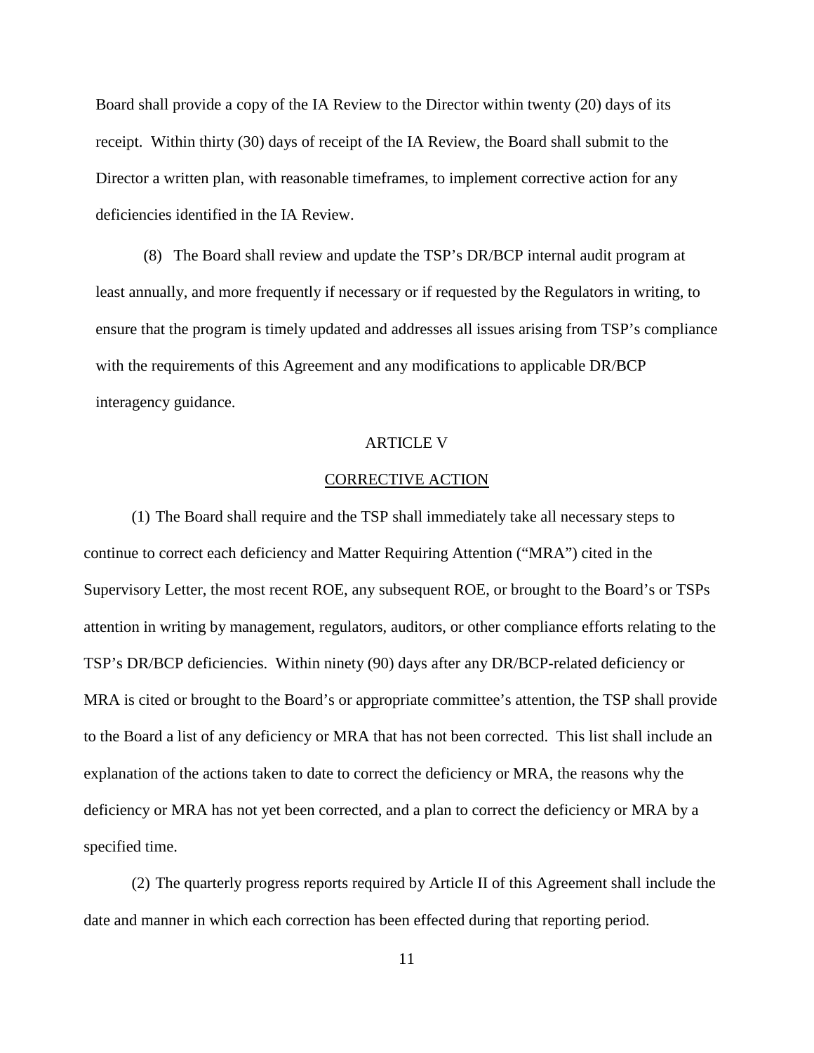Board shall provide a copy of the IA Review to the Director within twenty (20) days of its receipt. Within thirty (30) days of receipt of the IA Review, the Board shall submit to the Director a written plan, with reasonable timeframes, to implement corrective action for any deficiencies identified in the IA Review.

(8) The Board shall review and update the TSP's DR/BCP internal audit program at least annually, and more frequently if necessary or if requested by the Regulators in writing, to ensure that the program is timely updated and addresses all issues arising from TSP's compliance with the requirements of this Agreement and any modifications to applicable DR/BCP interagency guidance.

## ARTICLE V

## CORRECTIVE ACTION

(1) The Board shall require and the TSP shall immediately take all necessary steps to continue to correct each deficiency and Matter Requiring Attention ("MRA") cited in the Supervisory Letter, the most recent ROE, any subsequent ROE, or brought to the Board's or TSPs attention in writing by management, regulators, auditors, or other compliance efforts relating to the TSP's DR/BCP deficiencies. Within ninety (90) days after any DR/BCP-related deficiency or MRA is cited or brought to the Board's or appropriate committee's attention, the TSP shall provide to the Board a list of any deficiency or MRA that has not been corrected. This list shall include an explanation of the actions taken to date to correct the deficiency or MRA, the reasons why the deficiency or MRA has not yet been corrected, and a plan to correct the deficiency or MRA by a specified time.

(2) The quarterly progress reports required by Article II of this Agreement shall include the date and manner in which each correction has been effected during that reporting period.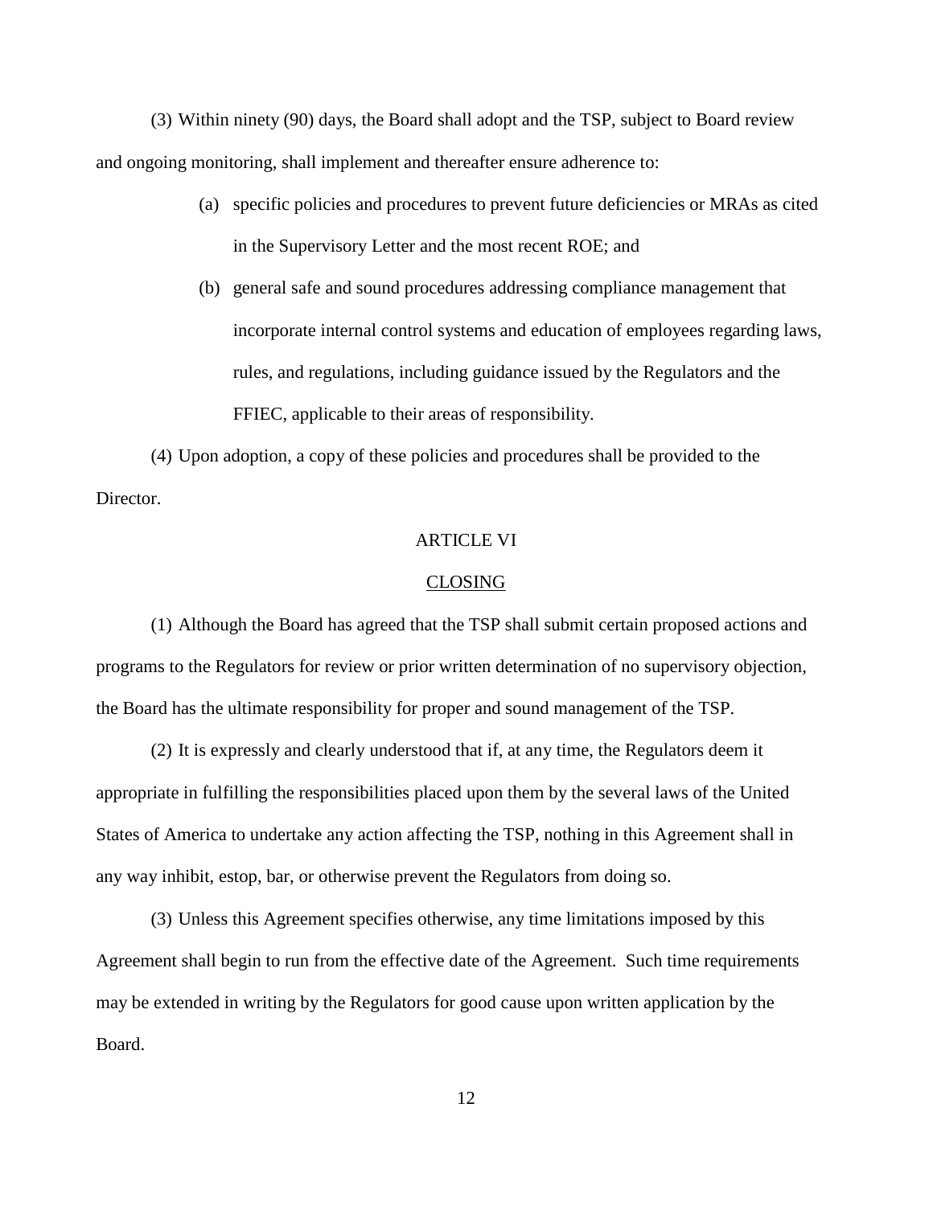(3) Within ninety (90) days, the Board shall adopt and the TSP, subject to Board review and ongoing monitoring, shall implement and thereafter ensure adherence to:

(a) specific policies and procedures to prevent future deficiencies or MRAs as cited in the Supervisory Letter and the most recent ROE; and

(b) general safe and sound procedures addressing compliance management that incorporate internal control systems and education of employees regarding laws, rules, and regulations, including guidance issued by the Regulators and the FFIEC, applicable to their areas of responsibility.

(4) Upon adoption, a copy of these policies and procedures shall be provided to the Director.

## ARTICLE VI

## CLOSING

(1) Although the Board has agreed that the TSP shall submit certain proposed actions and programs to the Regulators for review or prior written determination of no supervisory objection, the Board has the ultimate responsibility for proper and sound management of the TSP.

(2) It is expressly and clearly understood that if, at any time, the Regulators deem it appropriate in fulfilling the responsibilities placed upon them by the several laws of the United States of America to undertake any action affecting the TSP, nothing in this Agreement shall in any way inhibit, estop, bar, or otherwise prevent the Regulators from doing so.

(3) Unless this Agreement specifies otherwise, any time limitations imposed by this Agreement shall begin to run from the effective date of the Agreement. Such time requirements may be extended in writing by the Regulators for good cause upon written application by the Board.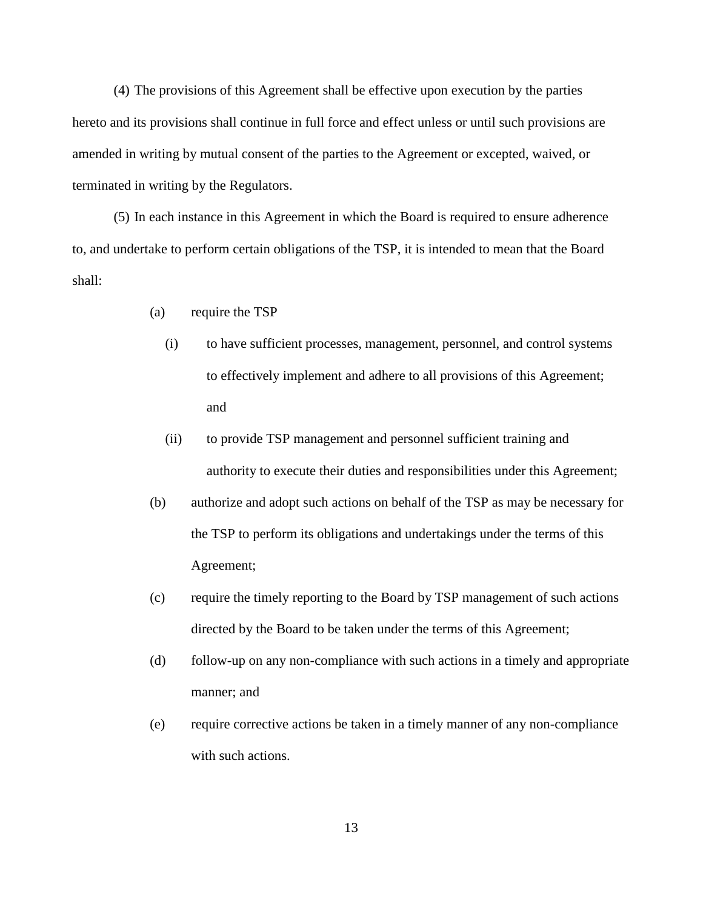(4) The provisions of this Agreement shall be effective upon execution by the parties hereto and its provisions shall continue in full force and effect unless or until such provisions are amended in writing by mutual consent of the parties to the Agreement or excepted, waived, or terminated in writing by the Regulators.

(5) In each instance in this Agreement in which the Board is required to ensure adherence to, and undertake to perform certain obligations of the TSP, it is intended to mean that the Board shall:

- (a) require the TSP
  - (i) to have sufficient processes, management, personnel, and control systems to effectively implement and adhere to all provisions of this Agreement; and
  - (ii) to provide TSP management and personnel sufficient training and authority to execute their duties and responsibilities under this Agreement;
- (b) authorize and adopt such actions on behalf of the TSP as may be necessary for the TSP to perform its obligations and undertakings under the terms of this Agreement;
- (c) require the timely reporting to the Board by TSP management of such actions directed by the Board to be taken under the terms of this Agreement;
- (d) follow-up on any non-compliance with such actions in a timely and appropriate manner; and
- (e) require corrective actions be taken in a timely manner of any non-compliance with such actions.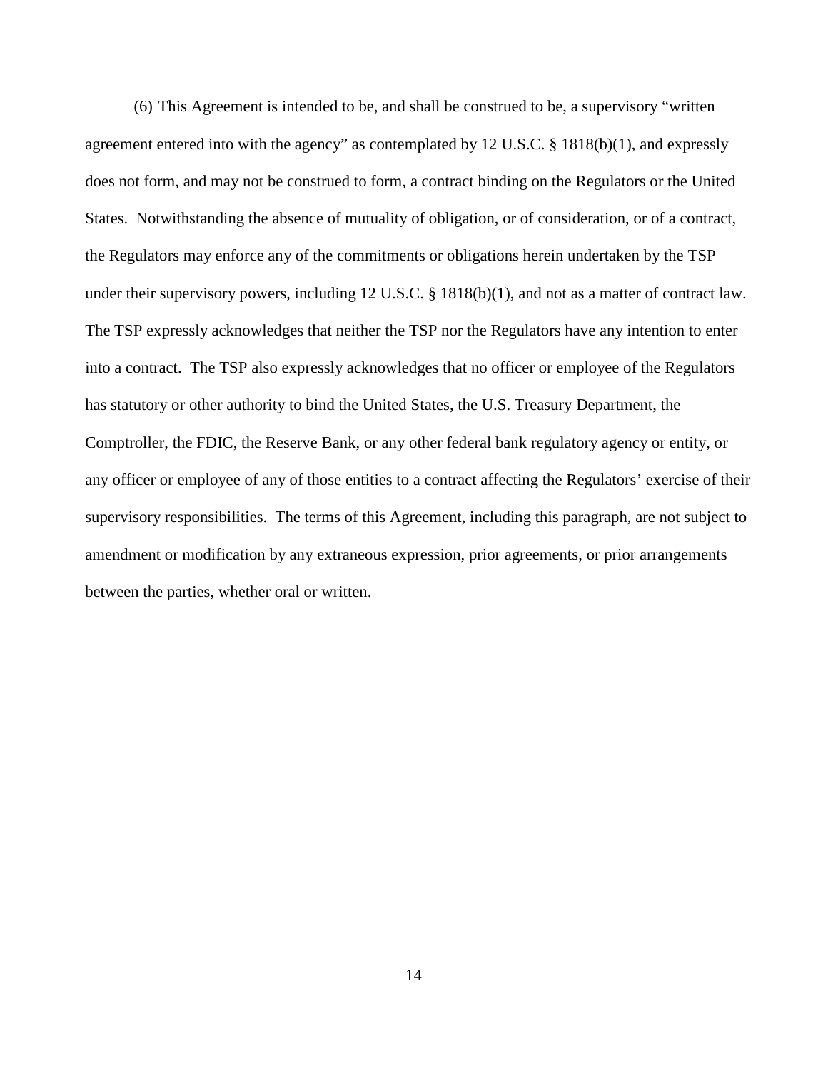(6) This Agreement is intended to be, and shall be construed to be, a supervisory "written agreement entered into with the agency" as contemplated by 12 U.S.C. § 1818(b)(1), and expressly does not form, and may not be construed to form, a contract binding on the Regulators or the United States. Notwithstanding the absence of mutuality of obligation, or of consideration, or of a contract, the Regulators may enforce any of the commitments or obligations herein undertaken by the TSP under their supervisory powers, including 12 U.S.C. § 1818(b)(1), and not as a matter of contract law. The TSP expressly acknowledges that neither the TSP nor the Regulators have any intention to enter into a contract. The TSP also expressly acknowledges that no officer or employee of the Regulators has statutory or other authority to bind the United States, the U.S. Treasury Department, the Comptroller, the FDIC, the Reserve Bank, or any other federal bank regulatory agency or entity, or any officer or employee of any of those entities to a contract affecting the Regulators' exercise of their supervisory responsibilities. The terms of this Agreement, including this paragraph, are not subject to amendment or modification by any extraneous expression, prior agreements, or prior arrangements between the parties, whether oral or written.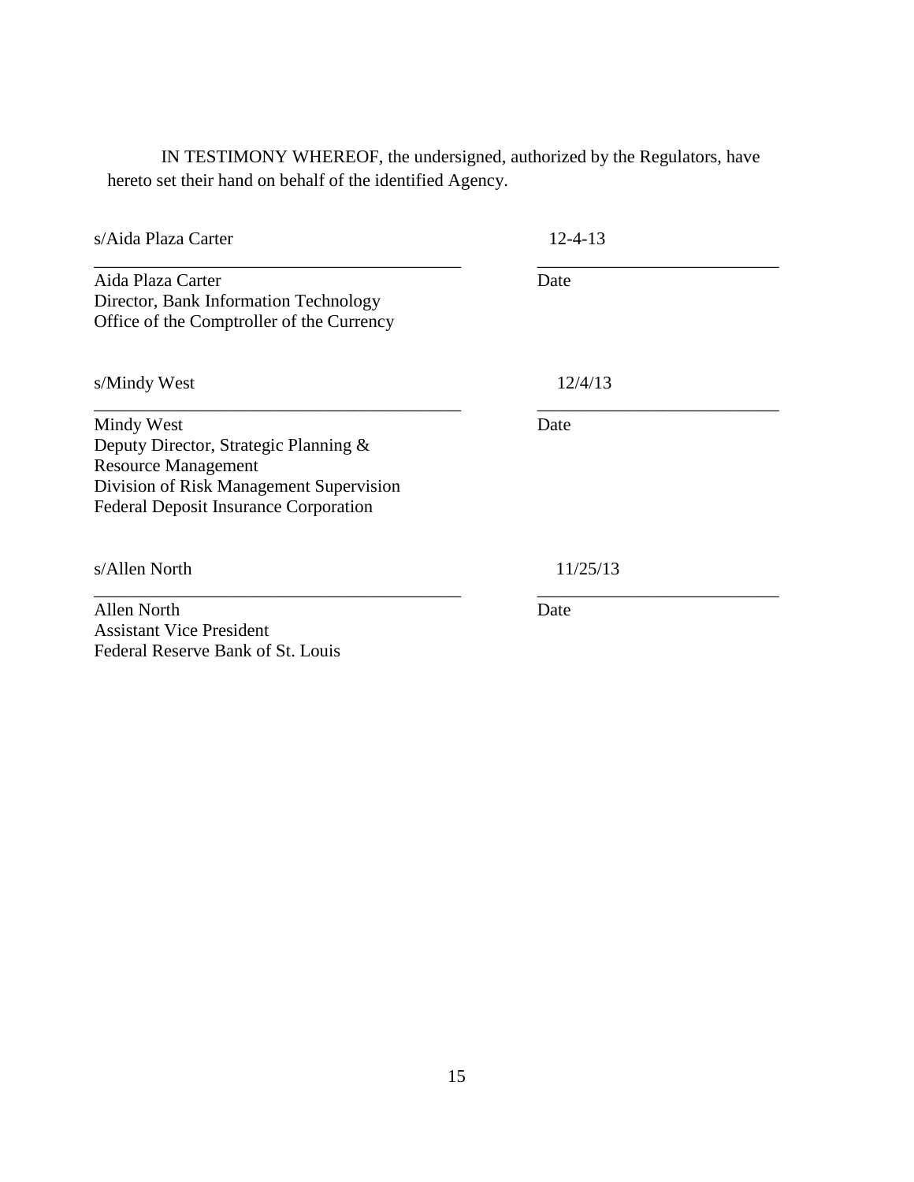IN TESTIMONY WHEREOF, the undersigned, authorized by the Regulators, have hereto set their hand on behalf of the identified Agency.

s/Aida Plaza Carter 12-4-13

Aida Plaza Carter
Director, Bank Information Technology
Office of the Comptroller of the Currency

Date

s/Mindy West 12/4/13

Mindy West
Deputy Director, Strategic Planning &
Resource Management
Division of Risk Management Supervision
Federal Deposit Insurance Corporation

Date

s/Allen North 11/25/13

Allen North
Assistant Vice President
Federal Reserve Bank of St. Louis

Date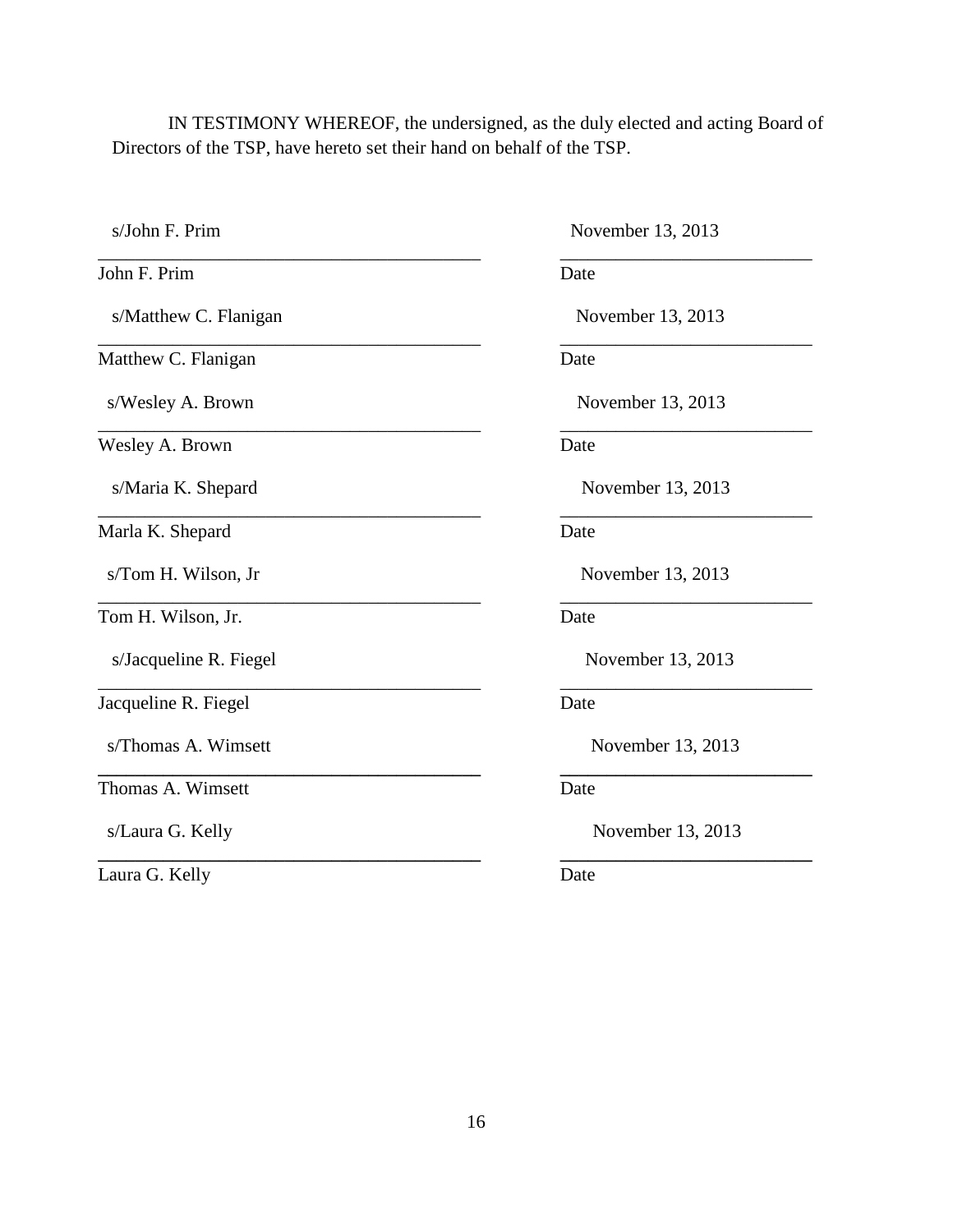IN TESTIMONY WHEREOF, the undersigned, as the duly elected and acting Board of Directors of the TSP, have hereto set their hand on behalf of the TSP.

| | |
|---|---|
| s/John F. Prim | November 13, 2013 |
| John F. Prim | Date |
| s/Matthew C. Flanigan | November 13, 2013 |
| Matthew C. Flanigan | Date |
| s/Wesley A. Brown | November 13, 2013 |
| Wesley A. Brown | Date |
| s/Maria K. Shepard | November 13, 2013 |
| Marla K. Shepard | Date |
| s/Tom H. Wilson, Jr | November 13, 2013 |
| Tom H. Wilson, Jr. | Date |
| s/Jacqueline R. Fiegel | November 13, 2013 |
| Jacqueline R. Fiegel | Date |
| s/Thomas A. Wimsett | November 13, 2013 |
| Thomas A. Wimsett | Date |
| s/Laura G. Kelly | November 13, 2013 |
| Laura G. Kelly | Date |